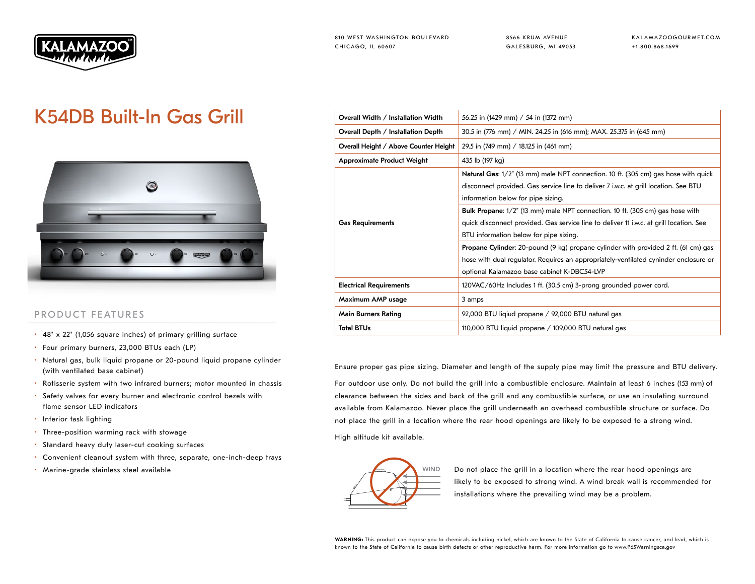810 WEST WASHINGTON BOULEVARD
CHICAGO, IL 60607

8566 KRUM AVENUE
GALESBURG, MI 49053

KALAMAZOOGOURMET.COM
+1.800.868.1699

# K54DB Built-In Gas Grill

## PRODUCT FEATURES

- 48" x 22" (1,056 square inches) of primary grilling surface
- Four primary burners, 23,000 BTUs each (LP)
- Natural gas, bulk liquid propane or 20-pound liquid propane cylinder (with ventilated base cabinet)
- Rotisserie system with two infrared burners; motor mounted in chassis
- Safety valves for every burner and electronic control bezels with flame sensor LED indicators
- Interior task lighting
- Three-position warming rack with stowage
- Standard heavy duty laser-cut cooking surfaces
- Convenient cleanout system with three, separate, one-inch-deep trays
- Marine-grade stainless steel available

| | |
|---|---|
| **Overall Width / Installation Width** | 56.25 in (1429 mm) / 54 in (1372 mm) |
| **Overall Depth / Installation Depth** | 30.5 in (776 mm) / MIN. 24.25 in (616 mm); MAX. 25.375 in (645 mm) |
| **Overall Height / Above Counter Height** | 29.5 in (749 mm) / 18.125 in (461 mm) |
| **Approximate Product Weight** | 435 lb (197 kg) |
| **Gas Requirements** | **Natural Gas**: 1/2" (13 mm) male NPT connection. 10 ft. (305 cm) gas hose with quick disconnect provided. Gas service line to deliver 7 i.w.c. at grill location. See BTU information below for pipe sizing. |
| | **Bulk Propane**: 1/2" (13 mm) male NPT connection. 10 ft. (305 cm) gas hose with quick disconnect provided. Gas service line to deliver 11 i.w.c. at grill location. See BTU information below for pipe sizing. |
| | **Propane Cylinder**: 20-pound (9 kg) propane cylinder with provided 2 ft. (61 cm) gas hose with dual regulator. Requires an appropriately-ventilated cyninder enclosure or optional Kalamazoo base cabinet K-DBC54-LVP |
| **Electrical Requirements** | 120VAC/60Hz Includes 1 ft. (30.5 cm) 3-prong grounded power cord. |
| **Maximum AMP usage** | 3 amps |
| **Main Burners Rating** | 92,000 BTU liqiud propane / 92,000 BTU natural gas |
| **Total BTUs** | 110,000 BTU liquid propane / 109,000 BTU natural gas |

Ensure proper gas pipe sizing. Diameter and length of the supply pipe may limit the pressure and BTU delivery.

For outdoor use only. Do not build the grill into a combustible enclosure. Maintain at least 6 inches (153 mm) of clearance between the sides and back of the grill and any combustible surface, or use an insulating surround available from Kalamazoo. Never place the grill underneath an overhead combustible structure or surface. Do not place the grill in a location where the rear hood openings are likely to be exposed to a strong wind.

High altitude kit available.

WIND

Do not place the grill in a location where the rear hood openings are likely to be exposed to strong wind. A wind break wall is recommended for installations where the prevailing wind may be a problem.

**WARNING:** This product can expose you to chemicals including nickel, which are known to the State of California to cause cancer, and lead, which is known to the State of California to cause birth defects or other reproductive harm. For more information go to www.P65Warningsca.gov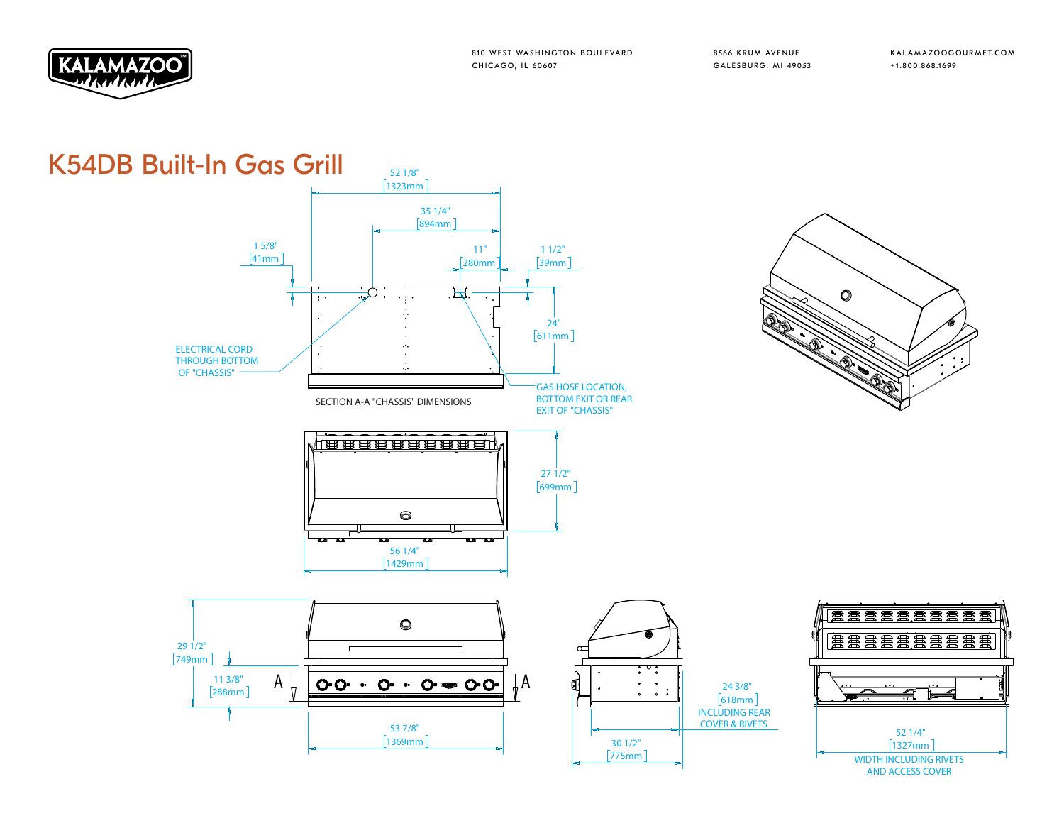KALAMAZOO

810 WEST WASHINGTON BOULEVARD
CHICAGO, IL 60607

8566 KRUM AVENUE
GALESBURG, MI 49053

KALAMAZOOGOURMET.COM
+1.800.868.1699

# K54DB Built-In Gas Grill

52 1/8" [1323mm]

35 1/4" [894mm]

1 5/8" [41mm]

11" [280mm]

1 1/2" [39mm]

24" [611mm]

ELECTRICAL CORD THROUGH BOTTOM OF "CHASSIS"

GAS HOSE LOCATION, BOTTOM EXIT OR REAR EXIT OF "CHASSIS"

SECTION A-A "CHASSIS" DIMENSIONS

27 1/2" [699mm]

56 1/4" [1429mm]

29 1/2" [749mm]

11 3/8" [288mm]

A

A

53 7/8" [1369mm]

24 3/8" [618mm] INCLUDING REAR COVER & RIVETS

30 1/2" [775mm]

52 1/4" [1327mm] WIDTH INCLUDING RIVETS AND ACCESS COVER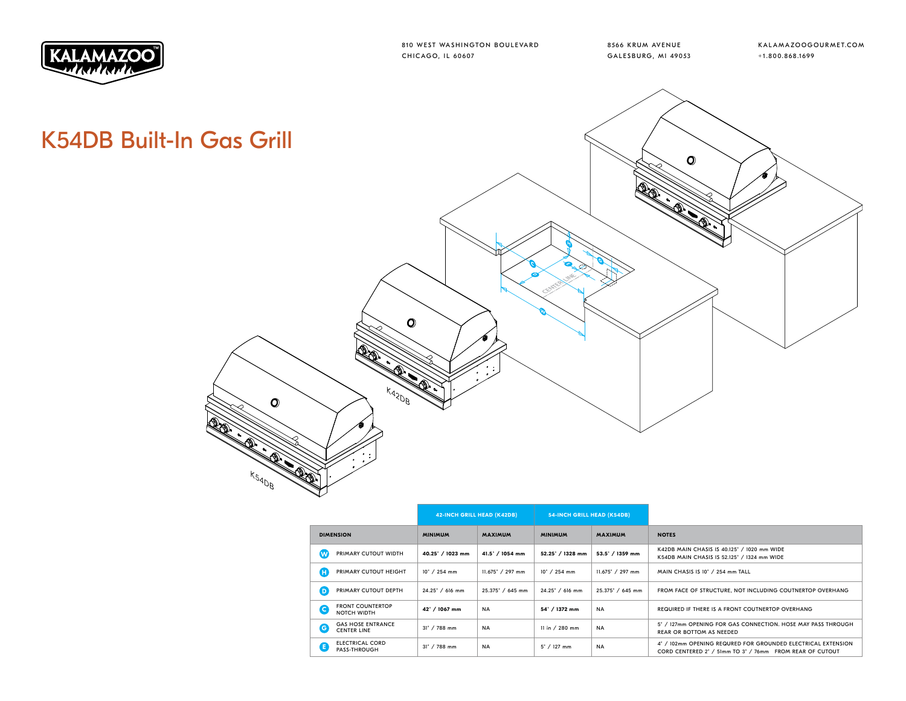810 WEST WASHINGTON BOULEVARD
CHICAGO, IL 60607

8566 KRUM AVENUE
GALESBURG, MI 49053

KALAMAZOOGOURMET.COM
+1.800.868.1699

# K54DB Built-In Gas Grill

CENTER LINE

K42DB

K54DB

| | 42-INCH GRILL HEAD (K42DB) | | 54-INCH GRILL HEAD (K54DB) | | |
|---|---|---|---|---|---|
| DIMENSION | MINIMUM | MAXIMUM | MINIMUM | MAXIMUM | NOTES |
| W PRIMARY CUTOUT WIDTH | **40.25" / 1023 mm** | **41.5" / 1054 mm** | **52.25" / 1328 mm** | **53.5" / 1359 mm** | K42DB MAIN CHASIS IS 40.125" / 1020 mm WIDE<br>K54DB MAIN CHASIS IS 52.125" / 1324 mm WIDE |
| H PRIMARY CUTOUT HEIGHT | 10" / 254 mm | 11.675" / 297 mm | 10" / 254 mm | 11.675" / 297 mm | MAIN CHASIS IS 10" / 254 mm TALL |
| D PRIMARY CUTOUT DEPTH | 24.25" / 616 mm | 25.375" / 645 mm | 24.25" / 616 mm | 25.375" / 645 mm | FROM FACE OF STRUCTURE, NOT INCLUDING COUTNERTOP OVERHANG |
| C FRONT COUNTERTOP NOTCH WIDTH | **42" / 1067 mm** | NA | **54" / 1372 mm** | NA | REQUIRED IF THERE IS A FRONT COUTNERTOP OVERHANG |
| G GAS HOSE ENTRANCE CENTER LINE | 31" / 788 mm | NA | 11 in / 280 mm | NA | 5" / 127mm OPENING FOR GAS CONNECTION. HOSE MAY PASS THROUGH REAR OR BOTTOM AS NEEDED |
| E ELECTRICAL CORD PASS-THROUGH | 31" / 788 mm | NA | 5" / 127 mm | NA | 4" / 102mm OPENING REQURED FOR GROUNDED ELECTRICAL EXTENSION CORD CENTERED 2" / 51mm TO 3" / 76mm FROM REAR OF CUTOUT |